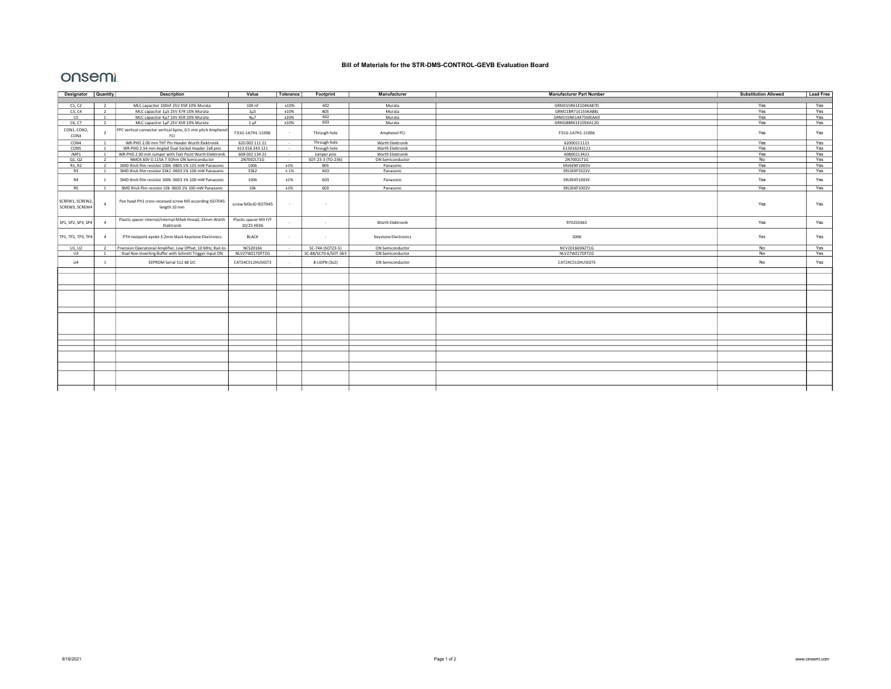# Bill of Materials for the STR-DMS-CONTROL-GEVB Evaluation Board

onsemi

| Designator | Quantity | Description | Value | Tolerance | Footprint | Manufacturer | Manufacturer Part Number | Substitution Allowed | Lead Free |
|---|---|---|---|---|---|---|---|---|---|
| C1, C2 | 2 | MLC capacitor 100nF 25V X5R 10% Murata | 100 nF | ±10% | 402 | Murata | GRM155R61E104KA87D | Yes | Yes |
| C3, C4 | 2 | MLC capacitor 1µ5 25V X7R 10% Murata | 1µ5 | ±10% | 805 | Murata | GRM21BR71E155KA88L | Yes | Yes |
| C5 | 1 | MLC capacitor 4µ7 10V X5R 20% Murata | 4µ7 | ±20% | 402 | Murata | GRM155R61A475MEAAD | Yes | Yes |
| C6, C7 | 2 | MLC capacitor 1µF 25V X5R 10% Murata | 1 µF | ±10% | 603 | Murata | GRM188R61E105KA12D | Yes | Yes |
| CON1, CON2, CON3 | 3 | FPC vertical connector vertical 6pins, 0.5 mm pitch Amphenol FCI | F31G-1A7H1-11006 | - | Through hole | Amphenol FCI | F31G-1A7H1-11006 | Yes | Yes |
| CON4 | 1 | WR-PHD 2.00 mm THT Pin Header Wurth Elektronik | 620 002 111 21 | - | Through hole | Würth Elektronik | 62000211121 | Yes | Yes |
| CON5 | 1 | WR-PHD 2.54 mm Angled Dual Socket Header 2x8 pins | 613 016 243 121 | - | Through hole | Würth Elektronik | 613016243121 | Yes | Yes |
| JMP1 | 1 | WR-PHD 2.00 mm Jumper with Test Point Wurth Elektronik | 608 002 134 21 | - | Jumper pins | Würth Elektronik | 60800213421 | Yes | Yes |
| Q1, Q2 | 2 | NMOS 60V 0.115A 7.5Ohm ON Semiconductor | 2N7002LT1G | - | SOT-23-3 (TO-236) | ON Semiconductor | 2N7002LT1G | No | Yes |
| R1, R2 | 2 | SMD thick film resistor 100k 0805 1% 125 mW Panasonic | 100k | ±1% | 805 | Panasonic | ERJ6ENF1003V | Yes | Yes |
| R3 | 1 | SMD thick film resistor 33k2 0603 1% 100 mW Panasonic | 33k2 | ± 1% | 603 | Panasonic | ERJ3EKF3322V | Yes | Yes |
| R4 | 1 | SMD thick film resistor 100k 0603 1% 100 mW Panasonic | 100k | ±1% | 603 | Panasonic | ERJ3EKF1003V | Yes | Yes |
| R5 | 1 | SMD thick film resistor 10k 0603 1% 100 mW Panasonic | 10k | ±1% | 603 | Panasonic | ERJ3EKF1002V | Yes | Yes |
| SCREW1, SCREW2, SCREW3, SCREW4 | 4 | Pan head PH1 cross recessed screw M3 according ISO7045 length 10 mm | screw M3x10 ISO7045 | - | - | | | Yes | Yes |
| SP1, SP2, SP3, SP4 | 4 | Plastic spacer internal/internal M3x6 thread, 25mm Würth Elektronik | Plastic spacer M3 F/F 10/25 HEX6 | - | - | Würth Elektronik | 970250365 | Yes | Yes |
| TP1, TP2, TP3, TP4 | 4 | PTH testpoint eyelet 3.2mm black Keystone Electronics | BLACK | - | - | Keystone Electronics | 5006 | Yes | Yes |
| U1, U2 | 2 | Precision Operational Amplifier, Low Offset, 10 MHz, Rail-to- | NCS20166 | - | SC-74A (SOT23-5) | ON Semiconductor | NCV20166SN2T1G | No | Yes |
| U3 | 1 | Dual Non-Inverting Buffer with Schmitt Trigger Input ON | NLV27WZ17DFT2G | - | SC-88/SC70-6/SOT-363 | ON Semiconductor | NLV27WZ17DFT2G | No | Yes |
| U4 | 1 | EEPROM Serial 512 kB I2C | CAT24C512HU5IGT3 | - | 8-UDFN (3x2) | ON Semiconductor | CAT24C512HU5IGT3 | No | Yes |